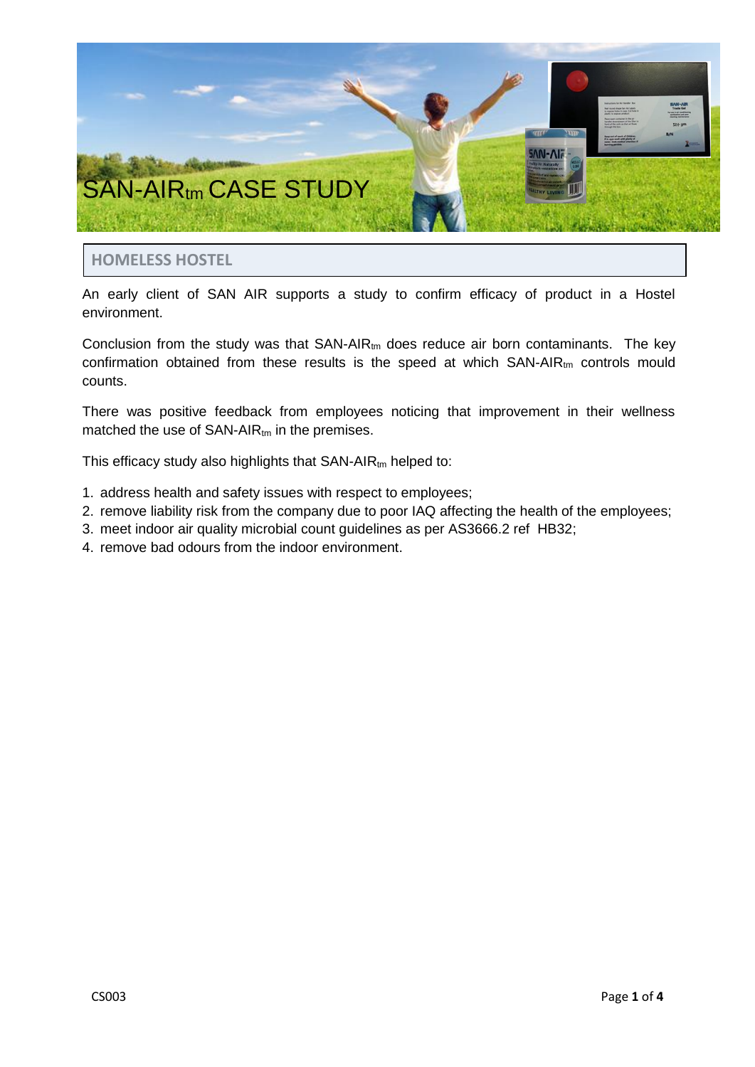# SAN-AIR$_{tm}$ CASE STUDY

## HOMELESS HOSTEL

An early client of SAN AIR supports a study to confirm efficacy of product in a Hostel environment.

Conclusion from the study was that SAN-AIR$_{tm}$ does reduce air born contaminants. The key confirmation obtained from these results is the speed at which SAN-AIR$_{tm}$ controls mould counts.

There was positive feedback from employees noticing that improvement in their wellness matched the use of SAN-AIR$_{tm}$ in the premises.

This efficacy study also highlights that SAN-AIR$_{tm}$ helped to:

1. address health and safety issues with respect to employees;
2. remove liability risk from the company due to poor IAQ affecting the health of the employees;
3. meet indoor air quality microbial count guidelines as per AS3666.2 ref HB32;
4. remove bad odours from the indoor environment.

CS003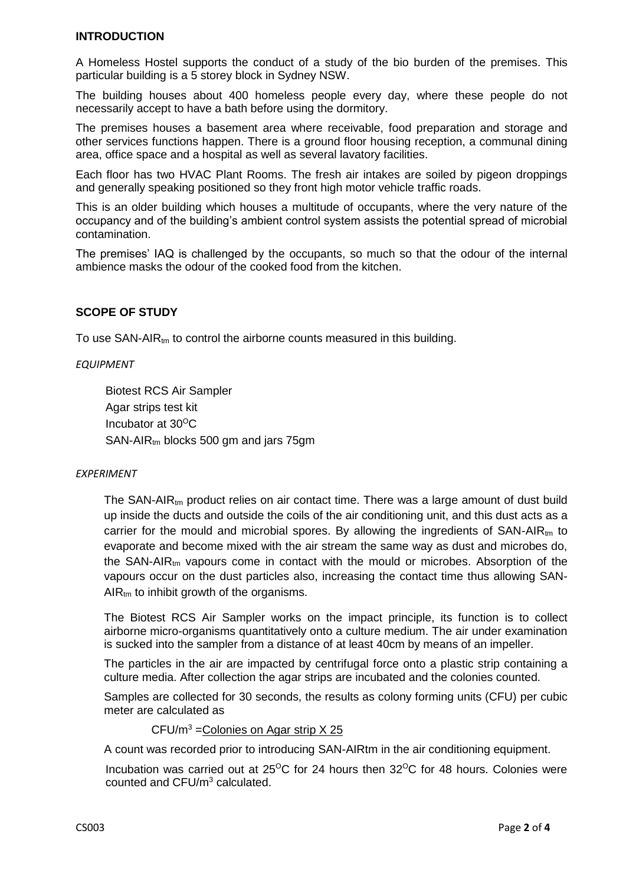## INTRODUCTION

A Homeless Hostel supports the conduct of a study of the bio burden of the premises. This particular building is a 5 storey block in Sydney NSW.

The building houses about 400 homeless people every day, where these people do not necessarily accept to have a bath before using the dormitory.

The premises houses a basement area where receivable, food preparation and storage and other services functions happen. There is a ground floor housing reception, a communal dining area, office space and a hospital as well as several lavatory facilities.

Each floor has two HVAC Plant Rooms. The fresh air intakes are soiled by pigeon droppings and generally speaking positioned so they front high motor vehicle traffic roads.

This is an older building which houses a multitude of occupants, where the very nature of the occupancy and of the building's ambient control system assists the potential spread of microbial contamination.

The premises' IAQ is challenged by the occupants, so much so that the odour of the internal ambience masks the odour of the cooked food from the kitchen.

## SCOPE OF STUDY

To use SAN-AIR$_{tm}$ to control the airborne counts measured in this building.

*EQUIPMENT*

Biotest RCS Air Sampler
Agar strips test kit
Incubator at 30$^{O}$C
SAN-AIR$_{tm}$ blocks 500 gm and jars 75gm

*EXPERIMENT*

The SAN-AIR$_{tm}$ product relies on air contact time. There was a large amount of dust build up inside the ducts and outside the coils of the air conditioning unit, and this dust acts as a carrier for the mould and microbial spores. By allowing the ingredients of SAN-AIR$_{tm}$ to evaporate and become mixed with the air stream the same way as dust and microbes do, the SAN-AIR$_{tm}$ vapours come in contact with the mould or microbes. Absorption of the vapours occur on the dust particles also, increasing the contact time thus allowing SAN-AIR$_{tm}$ to inhibit growth of the organisms.

The Biotest RCS Air Sampler works on the impact principle, its function is to collect airborne micro-organisms quantitatively onto a culture medium. The air under examination is sucked into the sampler from a distance of at least 40cm by means of an impeller.

The particles in the air are impacted by centrifugal force onto a plastic strip containing a culture media. After collection the agar strips are incubated and the colonies counted.

Samples are collected for 30 seconds, the results as colony forming units (CFU) per cubic meter are calculated as

$$CFU/m^3 = \underline{\text{Colonies on Agar strip X 25}}$$

A count was recorded prior to introducing SAN-AIRtm in the air conditioning equipment.

Incubation was carried out at 25$^{O}$C for 24 hours then 32$^{O}$C for 48 hours. Colonies were counted and CFU/m$^3$ calculated.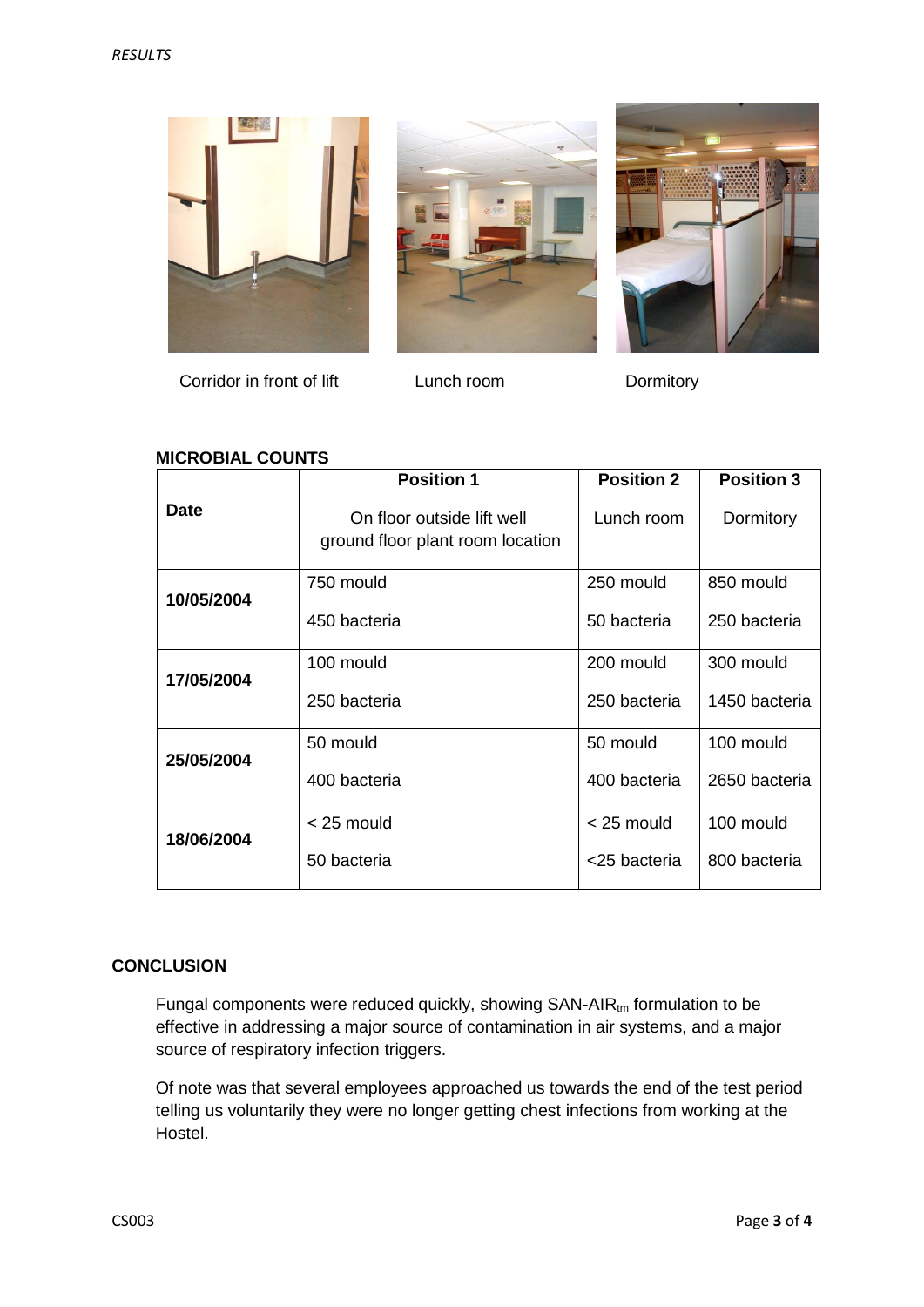*RESULTS*

Corridor in front of lift

Lunch room

Dormitory

**MICROBIAL COUNTS**

| Date | Position 1<br>On floor outside lift well ground floor plant room location | Position 2<br>Lunch room | Position 3<br>Dormitory |
|---|---|---|---|
| **10/05/2004** | 750 mould<br>450 bacteria | 250 mould<br>50 bacteria | 850 mould<br>250 bacteria |
| **17/05/2004** | 100 mould<br>250 bacteria | 200 mould<br>250 bacteria | 300 mould<br>1450 bacteria |
| **25/05/2004** | 50 mould<br>400 bacteria | 50 mould<br>400 bacteria | 100 mould<br>2650 bacteria |
| **18/06/2004** | < 25 mould<br>50 bacteria | < 25 mould<br><25 bacteria | 100 mould<br>800 bacteria |

**CONCLUSION**

Fungal components were reduced quickly, showing SAN-AIR$_{tm}$ formulation to be effective in addressing a major source of contamination in air systems, and a major source of respiratory infection triggers.

Of note was that several employees approached us towards the end of the test period telling us voluntarily they were no longer getting chest infections from working at the Hostel.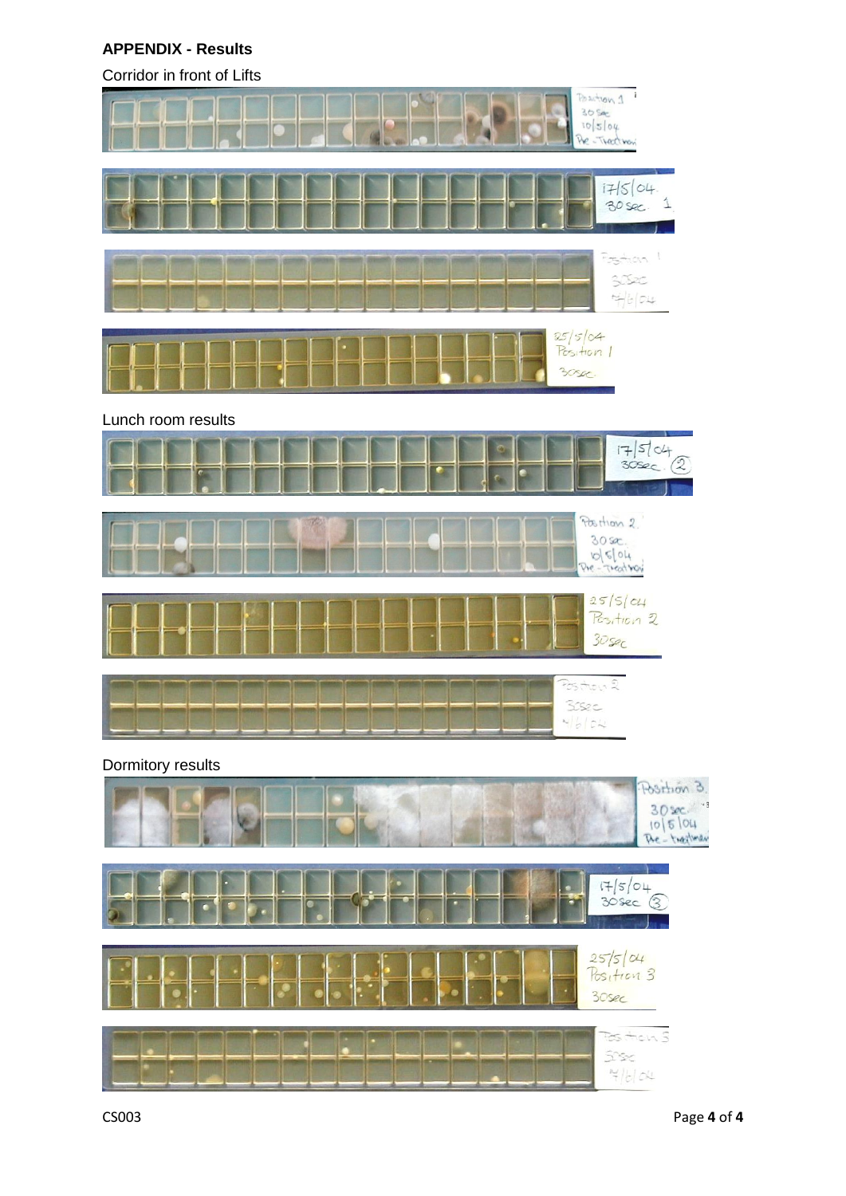**APPENDIX - Results**

Corridor in front of Lifts

Lunch room results

Dormitory results